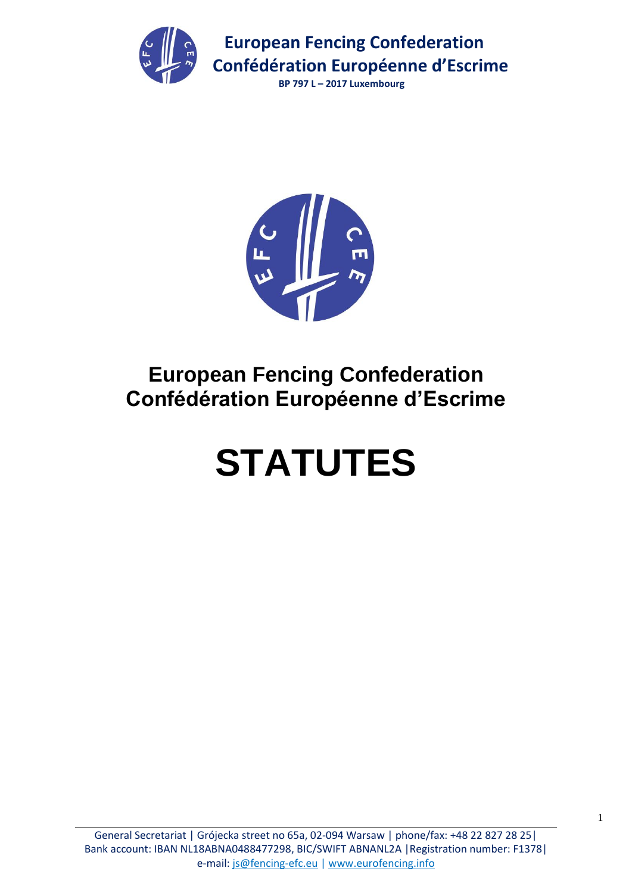# European Fencing Confederation
# Confédération Européenne d'Escrime

# STATUTES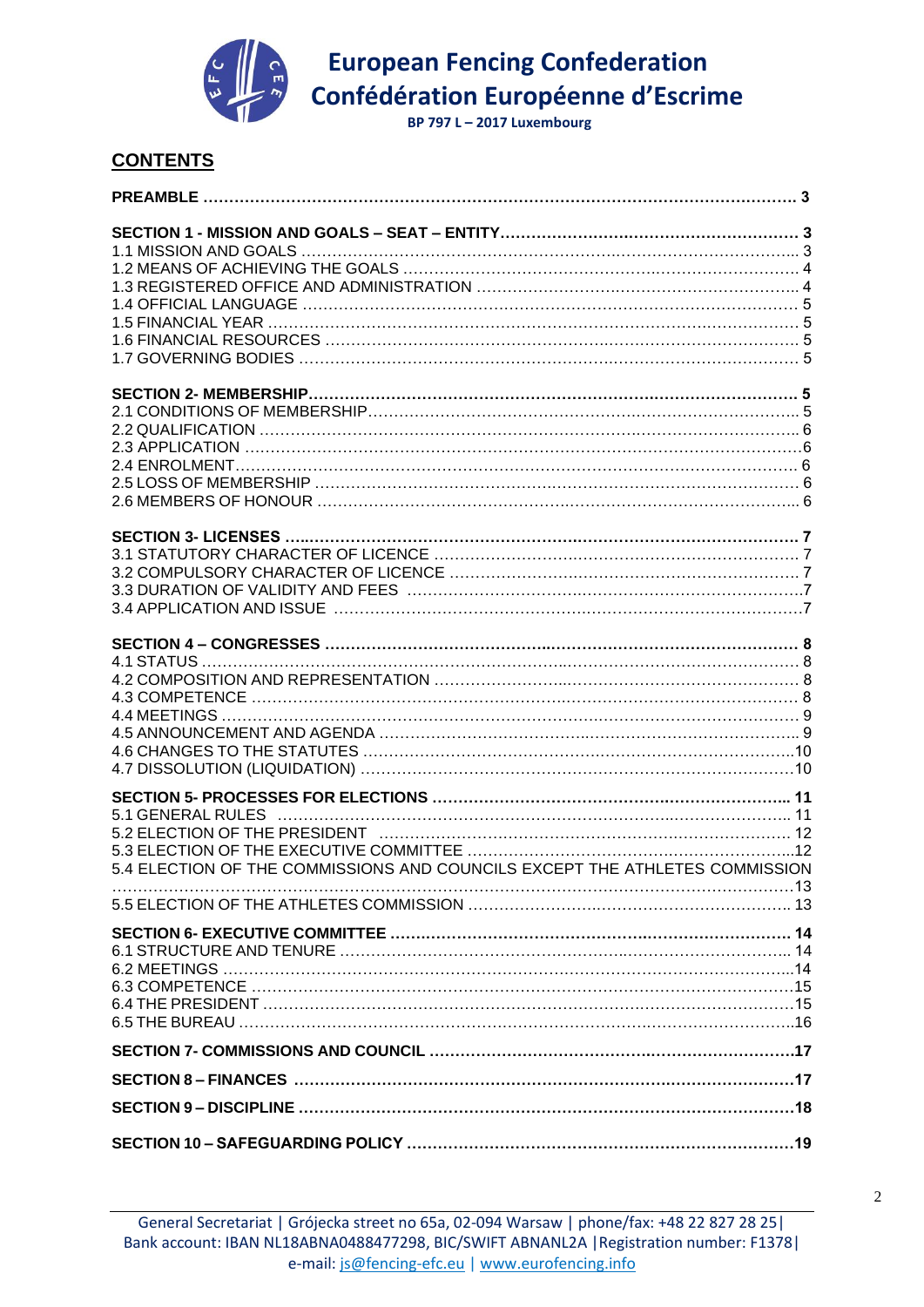## CONTENTS

**PREAMBLE .......... 3**

**SECTION 1 - MISSION AND GOALS – SEAT – ENTITY .......... 3**
1.1 MISSION AND GOALS .......... 3
1.2 MEANS OF ACHIEVING THE GOALS .......... 4
1.3 REGISTERED OFFICE AND ADMINISTRATION .......... 4
1.4 OFFICIAL LANGUAGE .......... 5
1.5 FINANCIAL YEAR .......... 5
1.6 FINANCIAL RESOURCES .......... 5
1.7 GOVERNING BODIES .......... 5

**SECTION 2- MEMBERSHIP .......... 5**
2.1 CONDITIONS OF MEMBERSHIP .......... 5
2.2 QUALIFICATION .......... 6
2.3 APPLICATION .......... 6
2.4 ENROLMENT .......... 6
2.5 LOSS OF MEMBERSHIP .......... 6
2.6 MEMBERS OF HONOUR .......... 6

**SECTION 3- LICENSES .......... 7**
3.1 STATUTORY CHARACTER OF LICENCE .......... 7
3.2 COMPULSORY CHARACTER OF LICENCE .......... 7
3.3 DURATION OF VALIDITY AND FEES .......... 7
3.4 APPLICATION AND ISSUE .......... 7

**SECTION 4 – CONGRESSES .......... 8**
4.1 STATUS .......... 8
4.2 COMPOSITION AND REPRESENTATION .......... 8
4.3 COMPETENCE .......... 8
4.4 MEETINGS .......... 9
4.5 ANNOUNCEMENT AND AGENDA .......... 9
4.6 CHANGES TO THE STATUTES .......... 10
4.7 DISSOLUTION (LIQUIDATION) .......... 10

**SECTION 5- PROCESSES FOR ELECTIONS .......... 11**
5.1 GENERAL RULES .......... 11
5.2 ELECTION OF THE PRESIDENT .......... 12
5.3 ELECTION OF THE EXECUTIVE COMMITTEE .......... 12
5.4 ELECTION OF THE COMMISSIONS AND COUNCILS EXCEPT THE ATHLETES COMMISSION .......... 13
5.5 ELECTION OF THE ATHLETES COMMISSION .......... 13

**SECTION 6- EXECUTIVE COMMITTEE .......... 14**
6.1 STRUCTURE AND TENURE .......... 14
6.2 MEETINGS .......... 14
6.3 COMPETENCE .......... 15
6.4 THE PRESIDENT .......... 15
6.5 THE BUREAU .......... 16

**SECTION 7- COMMISSIONS AND COUNCIL .......... 17**

**SECTION 8 – FINANCES .......... 17**

**SECTION 9 – DISCIPLINE .......... 18**

**SECTION 10 – SAFEGUARDING POLICY .......... 19**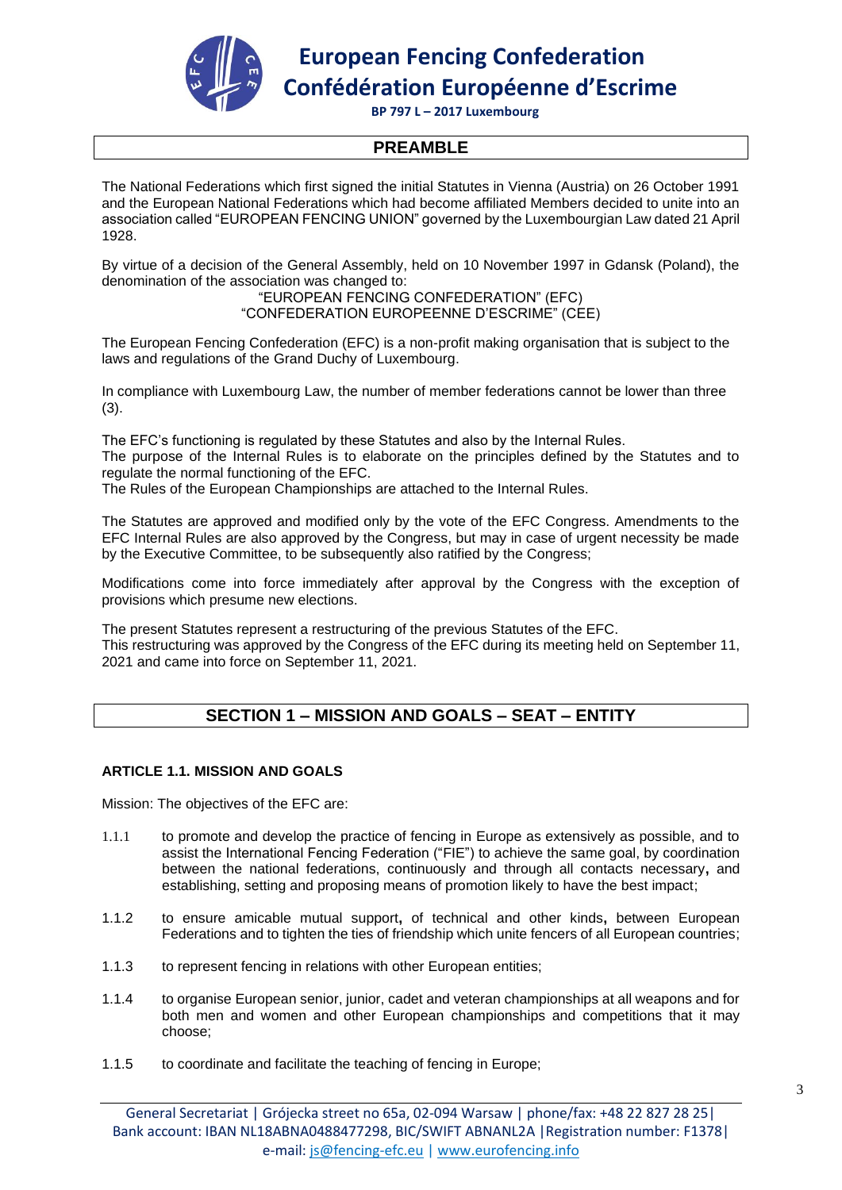## PREAMBLE

The National Federations which first signed the initial Statutes in Vienna (Austria) on 26 October 1991 and the European National Federations which had become affiliated Members decided to unite into an association called "EUROPEAN FENCING UNION" governed by the Luxembourgian Law dated 21 April 1928.

By virtue of a decision of the General Assembly, held on 10 November 1997 in Gdansk (Poland), the denomination of the association was changed to:

"EUROPEAN FENCING CONFEDERATION" (EFC)
"CONFEDERATION EUROPEENNE D'ESCRIME" (CEE)

The European Fencing Confederation (EFC) is a non-profit making organisation that is subject to the laws and regulations of the Grand Duchy of Luxembourg.

In compliance with Luxembourg Law, the number of member federations cannot be lower than three (3).

The EFC's functioning is regulated by these Statutes and also by the Internal Rules.
The purpose of the Internal Rules is to elaborate on the principles defined by the Statutes and to regulate the normal functioning of the EFC.
The Rules of the European Championships are attached to the Internal Rules.

The Statutes are approved and modified only by the vote of the EFC Congress. Amendments to the EFC Internal Rules are also approved by the Congress, but may in case of urgent necessity be made by the Executive Committee, to be subsequently also ratified by the Congress;

Modifications come into force immediately after approval by the Congress with the exception of provisions which presume new elections.

The present Statutes represent a restructuring of the previous Statutes of the EFC.
This restructuring was approved by the Congress of the EFC during its meeting held on September 11, 2021 and came into force on September 11, 2021.

## SECTION 1 – MISSION AND GOALS – SEAT – ENTITY

### ARTICLE 1.1. MISSION AND GOALS

Mission: The objectives of the EFC are:

1.1.1 to promote and develop the practice of fencing in Europe as extensively as possible, and to assist the International Fencing Federation ("FIE") to achieve the same goal, by coordination between the national federations, continuously and through all contacts necessary**,** and establishing, setting and proposing means of promotion likely to have the best impact;

1.1.2 to ensure amicable mutual support**,** of technical and other kinds**,** between European Federations and to tighten the ties of friendship which unite fencers of all European countries;

1.1.3 to represent fencing in relations with other European entities;

1.1.4 to organise European senior, junior, cadet and veteran championships at all weapons and for both men and women and other European championships and competitions that it may choose;

1.1.5 to coordinate and facilitate the teaching of fencing in Europe;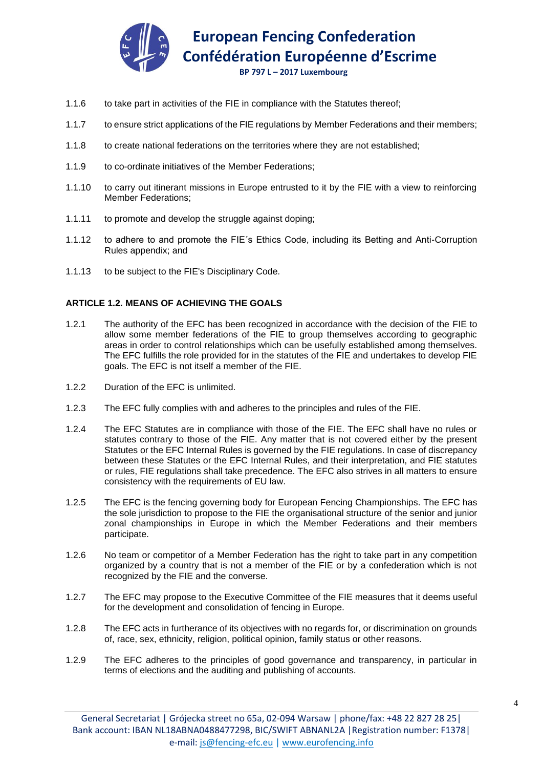1.1.6 to take part in activities of the FIE in compliance with the Statutes thereof;

1.1.7 to ensure strict applications of the FIE regulations by Member Federations and their members;

1.1.8 to create national federations on the territories where they are not established;

1.1.9 to co-ordinate initiatives of the Member Federations;

1.1.10 to carry out itinerant missions in Europe entrusted to it by the FIE with a view to reinforcing Member Federations;

1.1.11 to promote and develop the struggle against doping;

1.1.12 to adhere to and promote the FIE´s Ethics Code, including its Betting and Anti-Corruption Rules appendix; and

1.1.13 to be subject to the FIE's Disciplinary Code.

**ARTICLE 1.2. MEANS OF ACHIEVING THE GOALS**

1.2.1 The authority of the EFC has been recognized in accordance with the decision of the FIE to allow some member federations of the FIE to group themselves according to geographic areas in order to control relationships which can be usefully established among themselves. The EFC fulfills the role provided for in the statutes of the FIE and undertakes to develop FIE goals. The EFC is not itself a member of the FIE.

1.2.2 Duration of the EFC is unlimited.

1.2.3 The EFC fully complies with and adheres to the principles and rules of the FIE.

1.2.4 The EFC Statutes are in compliance with those of the FIE. The EFC shall have no rules or statutes contrary to those of the FIE. Any matter that is not covered either by the present Statutes or the EFC Internal Rules is governed by the FIE regulations. In case of discrepancy between these Statutes or the EFC Internal Rules, and their interpretation, and FIE statutes or rules, FIE regulations shall take precedence. The EFC also strives in all matters to ensure consistency with the requirements of EU law.

1.2.5 The EFC is the fencing governing body for European Fencing Championships. The EFC has the sole jurisdiction to propose to the FIE the organisational structure of the senior and junior zonal championships in Europe in which the Member Federations and their members participate.

1.2.6 No team or competitor of a Member Federation has the right to take part in any competition organized by a country that is not a member of the FIE or by a confederation which is not recognized by the FIE and the converse.

1.2.7 The EFC may propose to the Executive Committee of the FIE measures that it deems useful for the development and consolidation of fencing in Europe.

1.2.8 The EFC acts in furtherance of its objectives with no regards for, or discrimination on grounds of, race, sex, ethnicity, religion, political opinion, family status or other reasons.

1.2.9 The EFC adheres to the principles of good governance and transparency, in particular in terms of elections and the auditing and publishing of accounts.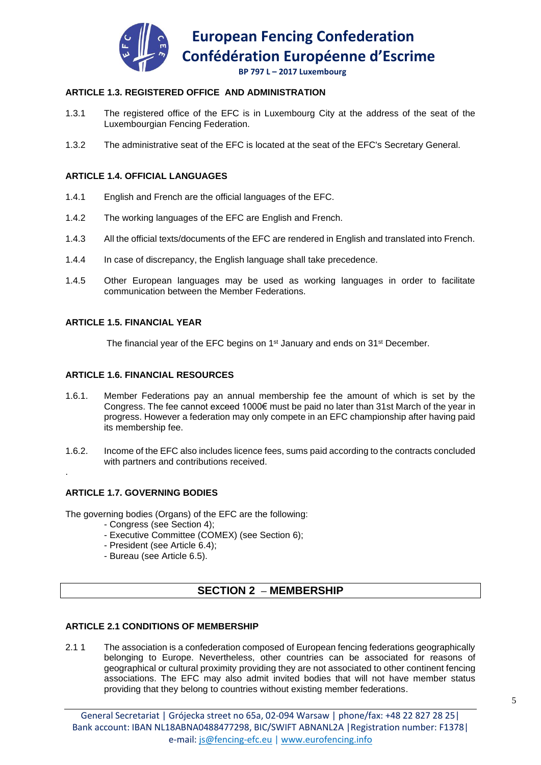### ARTICLE 1.3. REGISTERED OFFICE AND ADMINISTRATION

1.3.1 The registered office of the EFC is in Luxembourg City at the address of the seat of the Luxembourgian Fencing Federation.

1.3.2 The administrative seat of the EFC is located at the seat of the EFC's Secretary General.

### ARTICLE 1.4. OFFICIAL LANGUAGES

1.4.1 English and French are the official languages of the EFC.

1.4.2 The working languages of the EFC are English and French.

1.4.3 All the official texts/documents of the EFC are rendered in English and translated into French.

1.4.4 In case of discrepancy, the English language shall take precedence.

1.4.5 Other European languages may be used as working languages in order to facilitate communication between the Member Federations.

### ARTICLE 1.5. FINANCIAL YEAR

The financial year of the EFC begins on 1st January and ends on 31st December.

### ARTICLE 1.6. FINANCIAL RESOURCES

1.6.1. Member Federations pay an annual membership fee the amount of which is set by the Congress. The fee cannot exceed 1000€ must be paid no later than 31st March of the year in progress. However a federation may only compete in an EFC championship after having paid its membership fee.

1.6.2. Income of the EFC also includes licence fees, sums paid according to the contracts concluded with partners and contributions received.

.

### ARTICLE 1.7. GOVERNING BODIES

The governing bodies (Organs) of the EFC are the following:

- Congress (see Section 4);
- Executive Committee (COMEX) (see Section 6);
- President (see Article 6.4);
- Bureau (see Article 6.5).

## SECTION 2 – MEMBERSHIP

### ARTICLE 2.1 CONDITIONS OF MEMBERSHIP

2.1 1 The association is a confederation composed of European fencing federations geographically belonging to Europe. Nevertheless, other countries can be associated for reasons of geographical or cultural proximity providing they are not associated to other continent fencing associations. The EFC may also admit invited bodies that will not have member status providing that they belong to countries without existing member federations.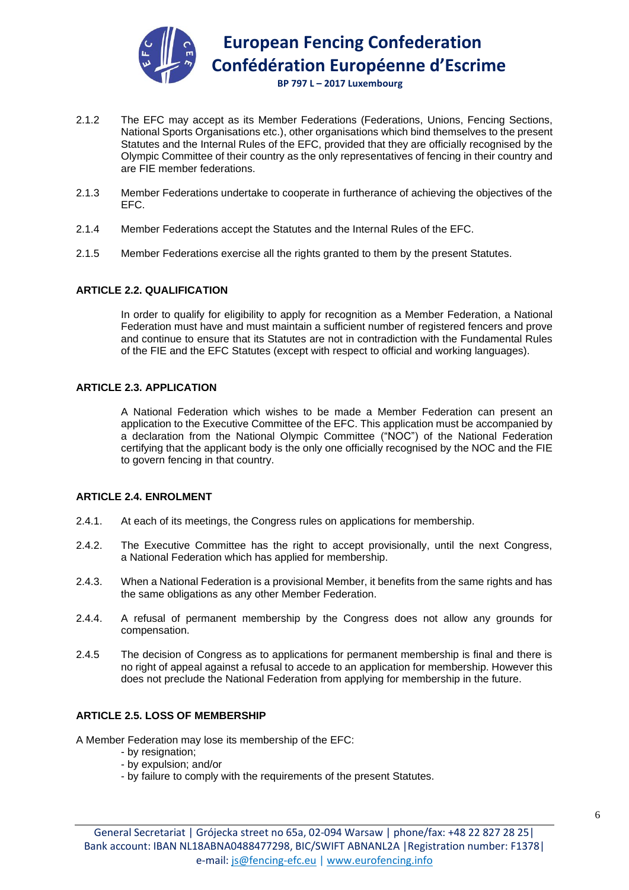2.1.2 The EFC may accept as its Member Federations (Federations, Unions, Fencing Sections, National Sports Organisations etc.), other organisations which bind themselves to the present Statutes and the Internal Rules of the EFC, provided that they are officially recognised by the Olympic Committee of their country as the only representatives of fencing in their country and are FIE member federations.

2.1.3 Member Federations undertake to cooperate in furtherance of achieving the objectives of the EFC.

2.1.4 Member Federations accept the Statutes and the Internal Rules of the EFC.

2.1.5 Member Federations exercise all the rights granted to them by the present Statutes.

### ARTICLE 2.2. QUALIFICATION

In order to qualify for eligibility to apply for recognition as a Member Federation, a National Federation must have and must maintain a sufficient number of registered fencers and prove and continue to ensure that its Statutes are not in contradiction with the Fundamental Rules of the FIE and the EFC Statutes (except with respect to official and working languages).

### ARTICLE 2.3. APPLICATION

A National Federation which wishes to be made a Member Federation can present an application to the Executive Committee of the EFC. This application must be accompanied by a declaration from the National Olympic Committee ("NOC") of the National Federation certifying that the applicant body is the only one officially recognised by the NOC and the FIE to govern fencing in that country.

### ARTICLE 2.4. ENROLMENT

2.4.1. At each of its meetings, the Congress rules on applications for membership.

2.4.2. The Executive Committee has the right to accept provisionally, until the next Congress, a National Federation which has applied for membership.

2.4.3. When a National Federation is a provisional Member, it benefits from the same rights and has the same obligations as any other Member Federation.

2.4.4. A refusal of permanent membership by the Congress does not allow any grounds for compensation.

2.4.5 The decision of Congress as to applications for permanent membership is final and there is no right of appeal against a refusal to accede to an application for membership. However this does not preclude the National Federation from applying for membership in the future.

### ARTICLE 2.5. LOSS OF MEMBERSHIP

A Member Federation may lose its membership of the EFC:

- by resignation;
- by expulsion; and/or
- by failure to comply with the requirements of the present Statutes.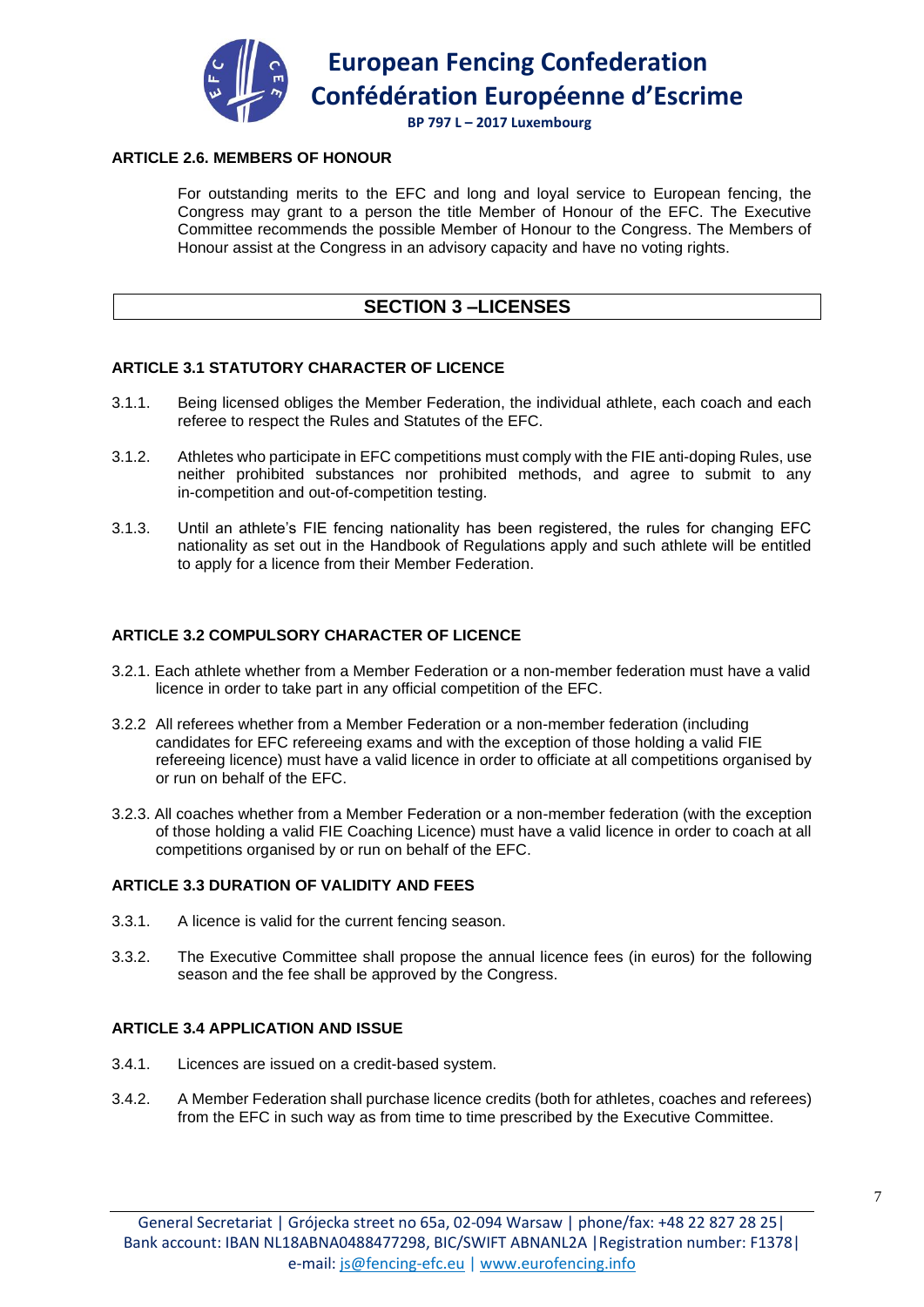### ARTICLE 2.6. MEMBERS OF HONOUR

For outstanding merits to the EFC and long and loyal service to European fencing, the Congress may grant to a person the title Member of Honour of the EFC. The Executive Committee recommends the possible Member of Honour to the Congress. The Members of Honour assist at the Congress in an advisory capacity and have no voting rights.

## SECTION 3 –LICENSES

### ARTICLE 3.1 STATUTORY CHARACTER OF LICENCE

3.1.1. Being licensed obliges the Member Federation, the individual athlete, each coach and each referee to respect the Rules and Statutes of the EFC.

3.1.2. Athletes who participate in EFC competitions must comply with the FIE anti-doping Rules, use neither prohibited substances nor prohibited methods, and agree to submit to any in-competition and out-of-competition testing.

3.1.3. Until an athlete's FIE fencing nationality has been registered, the rules for changing EFC nationality as set out in the Handbook of Regulations apply and such athlete will be entitled to apply for a licence from their Member Federation.

### ARTICLE 3.2 COMPULSORY CHARACTER OF LICENCE

3.2.1. Each athlete whether from a Member Federation or a non-member federation must have a valid licence in order to take part in any official competition of the EFC.

3.2.2 All referees whether from a Member Federation or a non-member federation (including candidates for EFC refereeing exams and with the exception of those holding a valid FIE refereeing licence) must have a valid licence in order to officiate at all competitions organised by or run on behalf of the EFC.

3.2.3. All coaches whether from a Member Federation or a non-member federation (with the exception of those holding a valid FIE Coaching Licence) must have a valid licence in order to coach at all competitions organised by or run on behalf of the EFC.

### ARTICLE 3.3 DURATION OF VALIDITY AND FEES

3.3.1. A licence is valid for the current fencing season.

3.3.2. The Executive Committee shall propose the annual licence fees (in euros) for the following season and the fee shall be approved by the Congress.

### ARTICLE 3.4 APPLICATION AND ISSUE

3.4.1. Licences are issued on a credit-based system.

3.4.2. A Member Federation shall purchase licence credits (both for athletes, coaches and referees) from the EFC in such way as from time to time prescribed by the Executive Committee.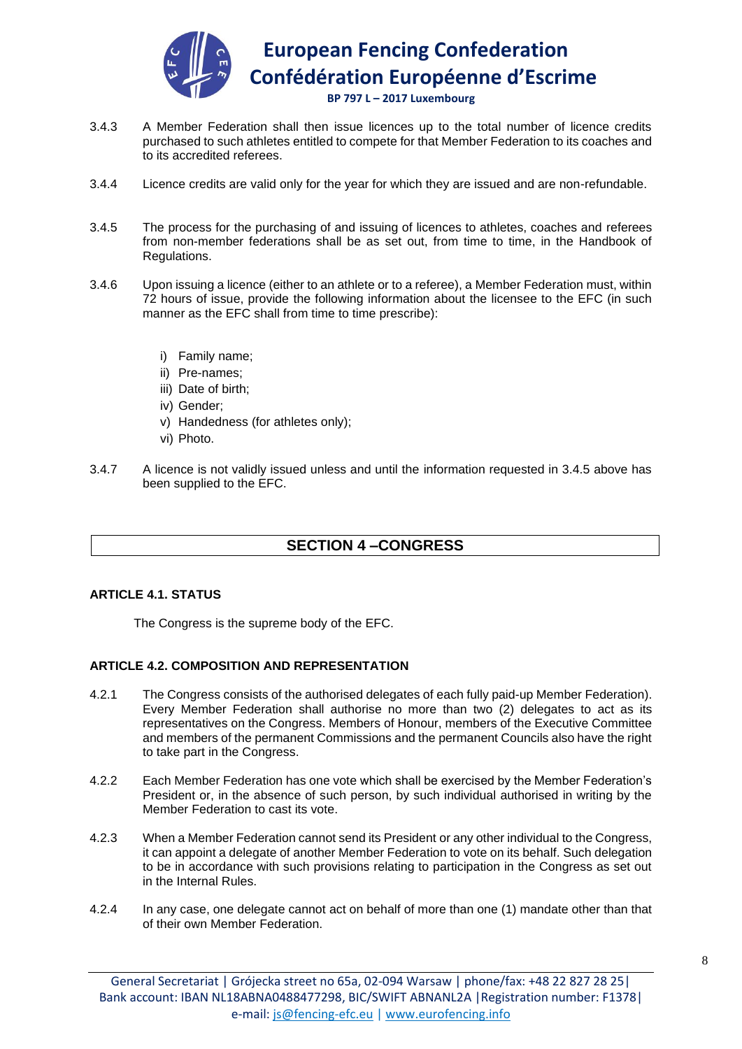3.4.3 A Member Federation shall then issue licences up to the total number of licence credits purchased to such athletes entitled to compete for that Member Federation to its coaches and to its accredited referees.

3.4.4 Licence credits are valid only for the year for which they are issued and are non-refundable.

3.4.5 The process for the purchasing of and issuing of licences to athletes, coaches and referees from non-member federations shall be as set out, from time to time, in the Handbook of Regulations.

3.4.6 Upon issuing a licence (either to an athlete or to a referee), a Member Federation must, within 72 hours of issue, provide the following information about the licensee to the EFC (in such manner as the EFC shall from time to time prescribe):

- i) Family name;
- ii) Pre-names;
- iii) Date of birth;
- iv) Gender;
- v) Handedness (for athletes only);
- vi) Photo.

3.4.7 A licence is not validly issued unless and until the information requested in 3.4.5 above has been supplied to the EFC.

## SECTION 4 –CONGRESS

### ARTICLE 4.1. STATUS

The Congress is the supreme body of the EFC.

### ARTICLE 4.2. COMPOSITION AND REPRESENTATION

4.2.1 The Congress consists of the authorised delegates of each fully paid-up Member Federation). Every Member Federation shall authorise no more than two (2) delegates to act as its representatives on the Congress. Members of Honour, members of the Executive Committee and members of the permanent Commissions and the permanent Councils also have the right to take part in the Congress.

4.2.2 Each Member Federation has one vote which shall be exercised by the Member Federation's President or, in the absence of such person, by such individual authorised in writing by the Member Federation to cast its vote.

4.2.3 When a Member Federation cannot send its President or any other individual to the Congress, it can appoint a delegate of another Member Federation to vote on its behalf. Such delegation to be in accordance with such provisions relating to participation in the Congress as set out in the Internal Rules.

4.2.4 In any case, one delegate cannot act on behalf of more than one (1) mandate other than that of their own Member Federation.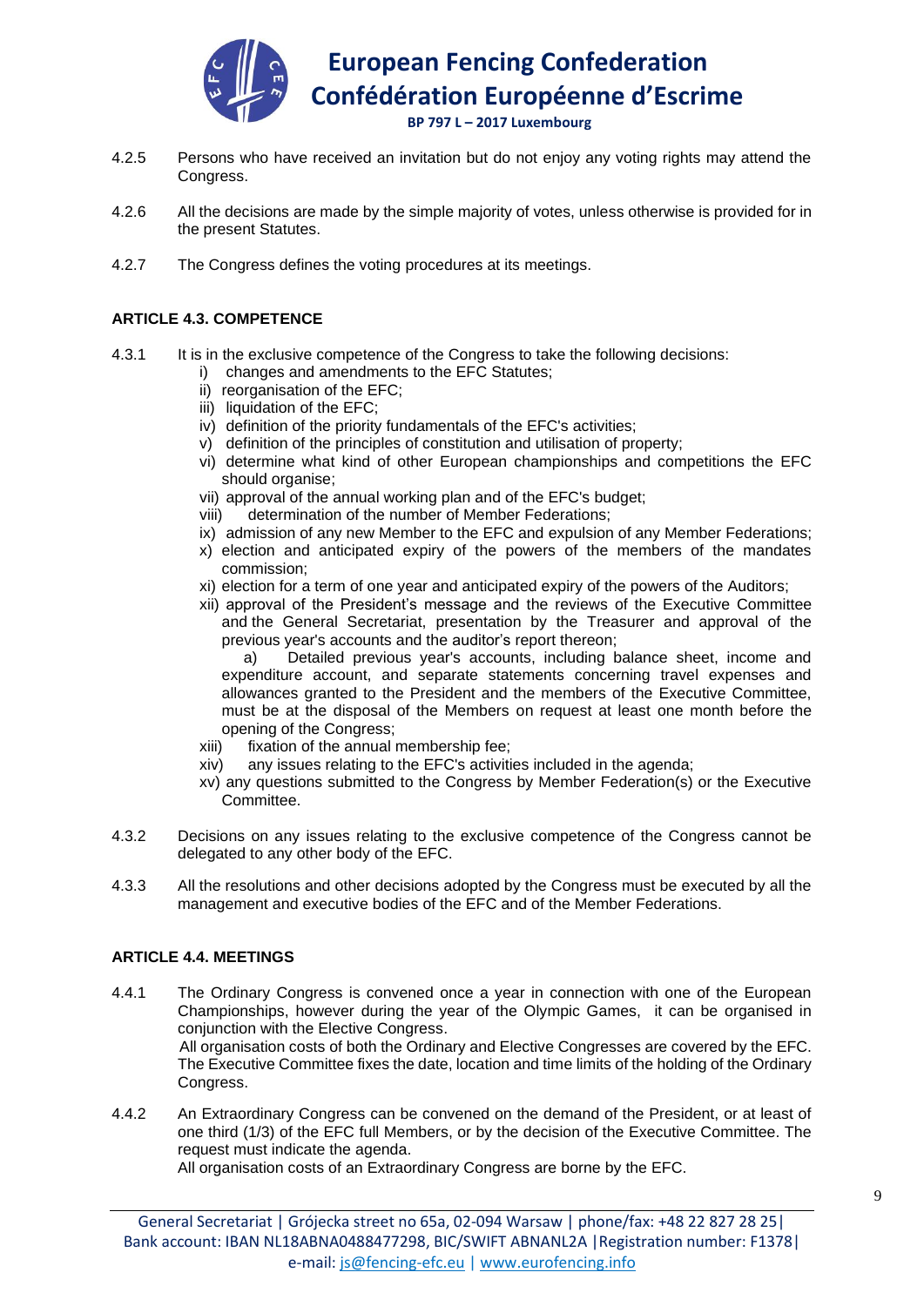4.2.5 Persons who have received an invitation but do not enjoy any voting rights may attend the Congress.

4.2.6 All the decisions are made by the simple majority of votes, unless otherwise is provided for in the present Statutes.

4.2.7 The Congress defines the voting procedures at its meetings.

### ARTICLE 4.3. COMPETENCE

4.3.1 It is in the exclusive competence of the Congress to take the following decisions:

- i) changes and amendments to the EFC Statutes;
- ii) reorganisation of the EFC;
- iii) liquidation of the EFC;
- iv) definition of the priority fundamentals of the EFC's activities;
- v) definition of the principles of constitution and utilisation of property;
- vi) determine what kind of other European championships and competitions the EFC should organise;
- vii) approval of the annual working plan and of the EFC's budget;
- viii) determination of the number of Member Federations;
- ix) admission of any new Member to the EFC and expulsion of any Member Federations;
- x) election and anticipated expiry of the powers of the members of the mandates commission;
- xi) election for a term of one year and anticipated expiry of the powers of the Auditors;
- xii) approval of the President's message and the reviews of the Executive Committee and the General Secretariat, presentation by the Treasurer and approval of the previous year's accounts and the auditor's report thereon;
  - a) Detailed previous year's accounts, including balance sheet, income and expenditure account, and separate statements concerning travel expenses and allowances granted to the President and the members of the Executive Committee, must be at the disposal of the Members on request at least one month before the opening of the Congress;
- xiii) fixation of the annual membership fee;
- xiv) any issues relating to the EFC's activities included in the agenda;
- xv) any questions submitted to the Congress by Member Federation(s) or the Executive Committee.

4.3.2 Decisions on any issues relating to the exclusive competence of the Congress cannot be delegated to any other body of the EFC.

4.3.3 All the resolutions and other decisions adopted by the Congress must be executed by all the management and executive bodies of the EFC and of the Member Federations.

### ARTICLE 4.4. MEETINGS

4.4.1 The Ordinary Congress is convened once a year in connection with one of the European Championships, however during the year of the Olympic Games, it can be organised in conjunction with the Elective Congress.
All organisation costs of both the Ordinary and Elective Congresses are covered by the EFC. The Executive Committee fixes the date, location and time limits of the holding of the Ordinary Congress.

4.4.2 An Extraordinary Congress can be convened on the demand of the President, or at least of one third (1/3) of the EFC full Members, or by the decision of the Executive Committee. The request must indicate the agenda.
All organisation costs of an Extraordinary Congress are borne by the EFC.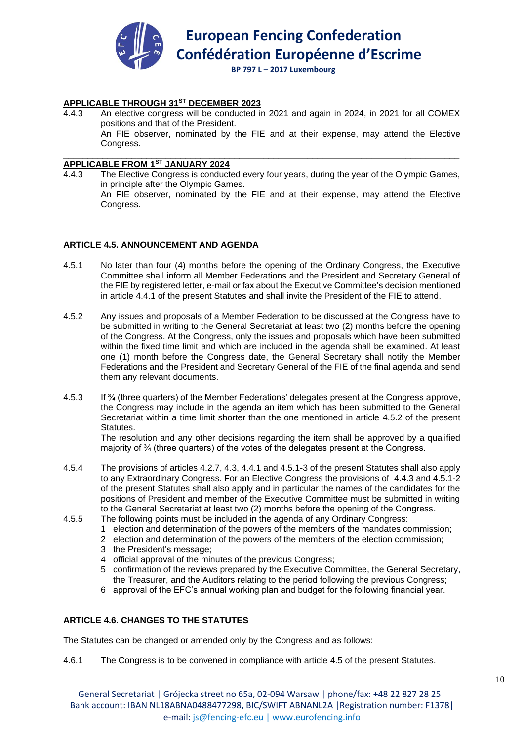**APPLICABLE THROUGH 31ST DECEMBER 2023**

4.4.3 An elective congress will be conducted in 2021 and again in 2024, in 2021 for all COMEX positions and that of the President.
An FIE observer, nominated by the FIE and at their expense, may attend the Elective Congress.

---

**APPLICABLE FROM 1ST JANUARY 2024**

4.4.3 The Elective Congress is conducted every four years, during the year of the Olympic Games, in principle after the Olympic Games.
An FIE observer, nominated by the FIE and at their expense, may attend the Elective Congress.

### ARTICLE 4.5. ANNOUNCEMENT AND AGENDA

4.5.1 No later than four (4) months before the opening of the Ordinary Congress, the Executive Committee shall inform all Member Federations and the President and Secretary General of the FIE by registered letter, e-mail or fax about the Executive Committee's decision mentioned in article 4.4.1 of the present Statutes and shall invite the President of the FIE to attend.

4.5.2 Any issues and proposals of a Member Federation to be discussed at the Congress have to be submitted in writing to the General Secretariat at least two (2) months before the opening of the Congress. At the Congress, only the issues and proposals which have been submitted within the fixed time limit and which are included in the agenda shall be examined. At least one (1) month before the Congress date, the General Secretary shall notify the Member Federations and the President and Secretary General of the FIE of the final agenda and send them any relevant documents.

4.5.3 If ¾ (three quarters) of the Member Federations' delegates present at the Congress approve, the Congress may include in the agenda an item which has been submitted to the General Secretariat within a time limit shorter than the one mentioned in article 4.5.2 of the present Statutes.
The resolution and any other decisions regarding the item shall be approved by a qualified majority of ¾ (three quarters) of the votes of the delegates present at the Congress.

4.5.4 The provisions of articles 4.2.7, 4.3, 4.4.1 and 4.5.1-3 of the present Statutes shall also apply to any Extraordinary Congress. For an Elective Congress the provisions of 4.4.3 and 4.5.1-2 of the present Statutes shall also apply and in particular the names of the candidates for the positions of President and member of the Executive Committee must be submitted in writing to the General Secretariat at least two (2) months before the opening of the Congress.

4.5.5 The following points must be included in the agenda of any Ordinary Congress:

1. election and determination of the powers of the members of the mandates commission;
2. election and determination of the powers of the members of the election commission;
3. the President's message;
4. official approval of the minutes of the previous Congress;
5. confirmation of the reviews prepared by the Executive Committee, the General Secretary, the Treasurer, and the Auditors relating to the period following the previous Congress;
6. approval of the EFC's annual working plan and budget for the following financial year.

### ARTICLE 4.6. CHANGES TO THE STATUTES

The Statutes can be changed or amended only by the Congress and as follows:

4.6.1 The Congress is to be convened in compliance with article 4.5 of the present Statutes.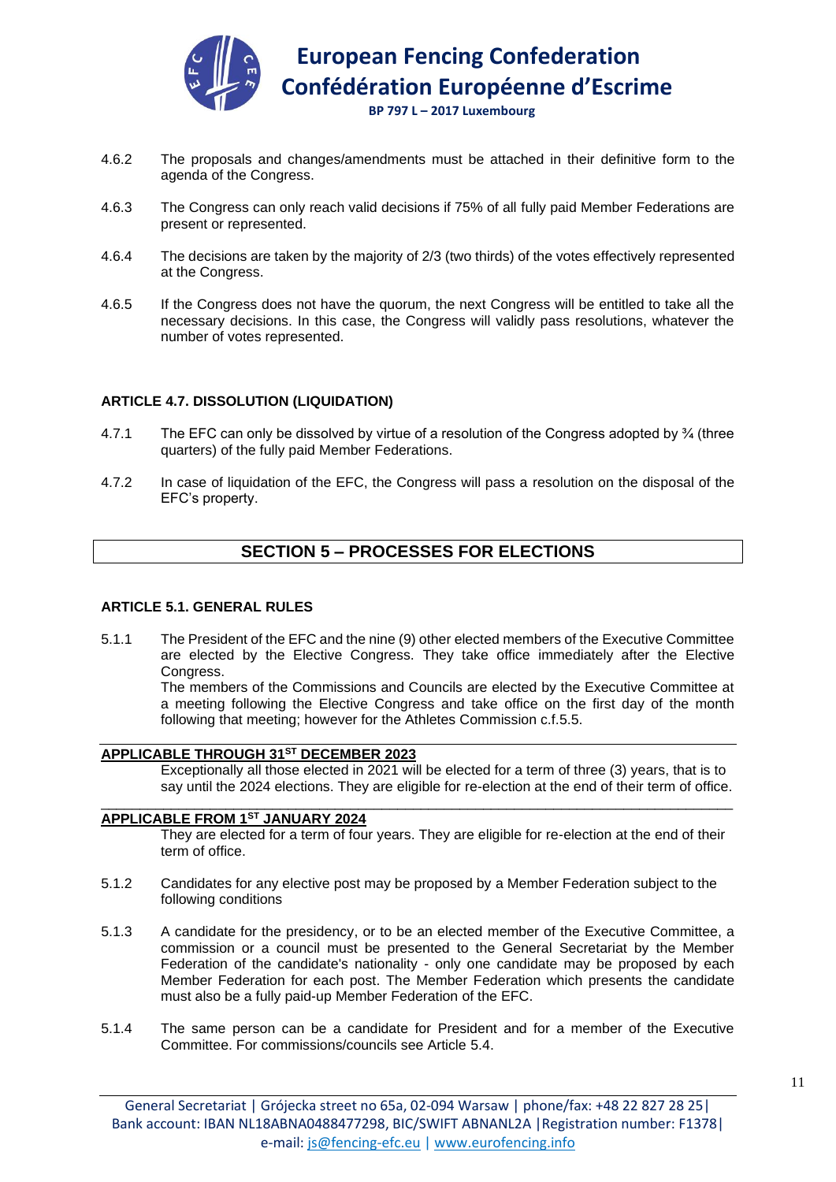4.6.2 The proposals and changes/amendments must be attached in their definitive form to the agenda of the Congress.

4.6.3 The Congress can only reach valid decisions if 75% of all fully paid Member Federations are present or represented.

4.6.4 The decisions are taken by the majority of 2/3 (two thirds) of the votes effectively represented at the Congress.

4.6.5 If the Congress does not have the quorum, the next Congress will be entitled to take all the necessary decisions. In this case, the Congress will validly pass resolutions, whatever the number of votes represented.

### ARTICLE 4.7. DISSOLUTION (LIQUIDATION)

4.7.1 The EFC can only be dissolved by virtue of a resolution of the Congress adopted by ¾ (three quarters) of the fully paid Member Federations.

4.7.2 In case of liquidation of the EFC, the Congress will pass a resolution on the disposal of the EFC's property.

## SECTION 5 – PROCESSES FOR ELECTIONS

### ARTICLE 5.1. GENERAL RULES

5.1.1 The President of the EFC and the nine (9) other elected members of the Executive Committee are elected by the Elective Congress. They take office immediately after the Elective Congress.
The members of the Commissions and Councils are elected by the Executive Committee at a meeting following the Elective Congress and take office on the first day of the month following that meeting; however for the Athletes Commission c.f.5.5.

**APPLICABLE THROUGH 31ST DECEMBER 2023**

Exceptionally all those elected in 2021 will be elected for a term of three (3) years, that is to say until the 2024 elections. They are eligible for re-election at the end of their term of office.

**APPLICABLE FROM 1ST JANUARY 2024**

They are elected for a term of four years. They are eligible for re-election at the end of their term of office.

5.1.2 Candidates for any elective post may be proposed by a Member Federation subject to the following conditions

5.1.3 A candidate for the presidency, or to be an elected member of the Executive Committee, a commission or a council must be presented to the General Secretariat by the Member Federation of the candidate's nationality - only one candidate may be proposed by each Member Federation for each post. The Member Federation which presents the candidate must also be a fully paid-up Member Federation of the EFC.

5.1.4 The same person can be a candidate for President and for a member of the Executive Committee. For commissions/councils see Article 5.4.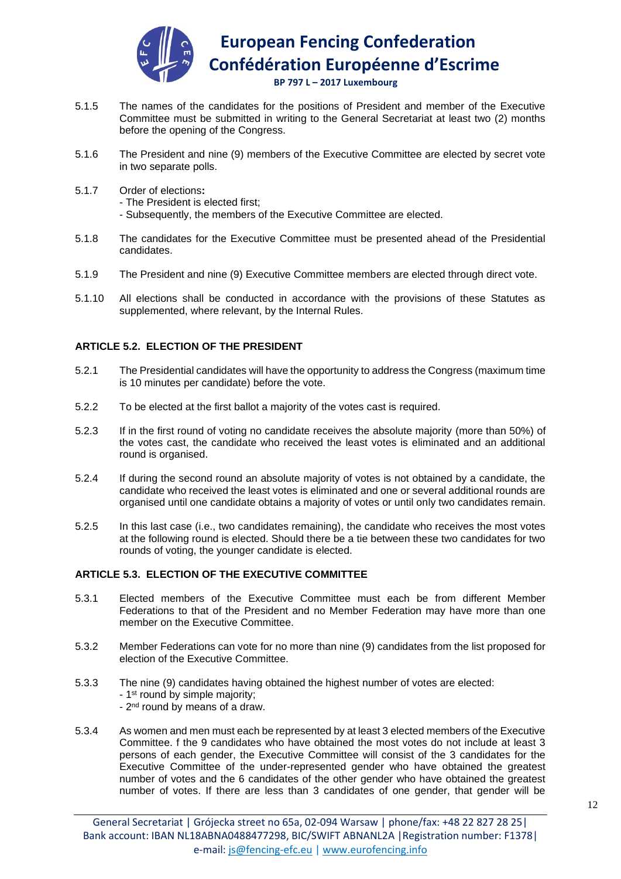5.1.5 The names of the candidates for the positions of President and member of the Executive Committee must be submitted in writing to the General Secretariat at least two (2) months before the opening of the Congress.

5.1.6 The President and nine (9) members of the Executive Committee are elected by secret vote in two separate polls.

5.1.7 Order of elections**:**
- The President is elected first;
- Subsequently, the members of the Executive Committee are elected.

5.1.8 The candidates for the Executive Committee must be presented ahead of the Presidential candidates.

5.1.9 The President and nine (9) Executive Committee members are elected through direct vote.

5.1.10 All elections shall be conducted in accordance with the provisions of these Statutes as supplemented, where relevant, by the Internal Rules.

### ARTICLE 5.2. ELECTION OF THE PRESIDENT

5.2.1 The Presidential candidates will have the opportunity to address the Congress (maximum time is 10 minutes per candidate) before the vote.

5.2.2 To be elected at the first ballot a majority of the votes cast is required.

5.2.3 If in the first round of voting no candidate receives the absolute majority (more than 50%) of the votes cast, the candidate who received the least votes is eliminated and an additional round is organised.

5.2.4 If during the second round an absolute majority of votes is not obtained by a candidate, the candidate who received the least votes is eliminated and one or several additional rounds are organised until one candidate obtains a majority of votes or until only two candidates remain.

5.2.5 In this last case (i.e., two candidates remaining), the candidate who receives the most votes at the following round is elected. Should there be a tie between these two candidates for two rounds of voting, the younger candidate is elected.

### ARTICLE 5.3. ELECTION OF THE EXECUTIVE COMMITTEE

5.3.1 Elected members of the Executive Committee must each be from different Member Federations to that of the President and no Member Federation may have more than one member on the Executive Committee.

5.3.2 Member Federations can vote for no more than nine (9) candidates from the list proposed for election of the Executive Committee.

5.3.3 The nine (9) candidates having obtained the highest number of votes are elected:
- 1st round by simple majority;
- 2nd round by means of a draw.

5.3.4 As women and men must each be represented by at least 3 elected members of the Executive Committee. f the 9 candidates who have obtained the most votes do not include at least 3 persons of each gender, the Executive Committee will consist of the 3 candidates for the Executive Committee of the under-represented gender who have obtained the greatest number of votes and the 6 candidates of the other gender who have obtained the greatest number of votes. If there are less than 3 candidates of one gender, that gender will be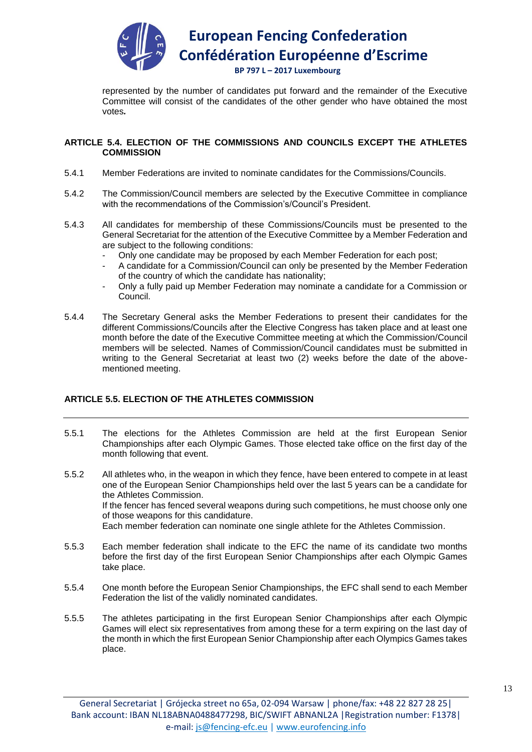represented by the number of candidates put forward and the remainder of the Executive Committee will consist of the candidates of the other gender who have obtained the most votes*.*

### ARTICLE 5.4. ELECTION OF THE COMMISSIONS AND COUNCILS EXCEPT THE ATHLETES COMMISSION

5.4.1 Member Federations are invited to nominate candidates for the Commissions/Councils.

5.4.2 The Commission/Council members are selected by the Executive Committee in compliance with the recommendations of the Commission's/Council's President.

5.4.3 All candidates for membership of these Commissions/Councils must be presented to the General Secretariat for the attention of the Executive Committee by a Member Federation and are subject to the following conditions:

- Only one candidate may be proposed by each Member Federation for each post;
- A candidate for a Commission/Council can only be presented by the Member Federation of the country of which the candidate has nationality;
- Only a fully paid up Member Federation may nominate a candidate for a Commission or Council.

5.4.4 The Secretary General asks the Member Federations to present their candidates for the different Commissions/Councils after the Elective Congress has taken place and at least one month before the date of the Executive Committee meeting at which the Commission/Council members will be selected. Names of Commission/Council candidates must be submitted in writing to the General Secretariat at least two (2) weeks before the date of the above-mentioned meeting.

### ARTICLE 5.5. ELECTION OF THE ATHLETES COMMISSION

---

5.5.1 The elections for the Athletes Commission are held at the first European Senior Championships after each Olympic Games. Those elected take office on the first day of the month following that event.

5.5.2 All athletes who, in the weapon in which they fence, have been entered to compete in at least one of the European Senior Championships held over the last 5 years can be a candidate for the Athletes Commission.
If the fencer has fenced several weapons during such competitions, he must choose only one of those weapons for this candidature.
Each member federation can nominate one single athlete for the Athletes Commission.

5.5.3 Each member federation shall indicate to the EFC the name of its candidate two months before the first day of the first European Senior Championships after each Olympic Games take place.

5.5.4 One month before the European Senior Championships, the EFC shall send to each Member Federation the list of the validly nominated candidates.

5.5.5 The athletes participating in the first European Senior Championships after each Olympic Games will elect six representatives from among these for a term expiring on the last day of the month in which the first European Senior Championship after each Olympics Games takes place.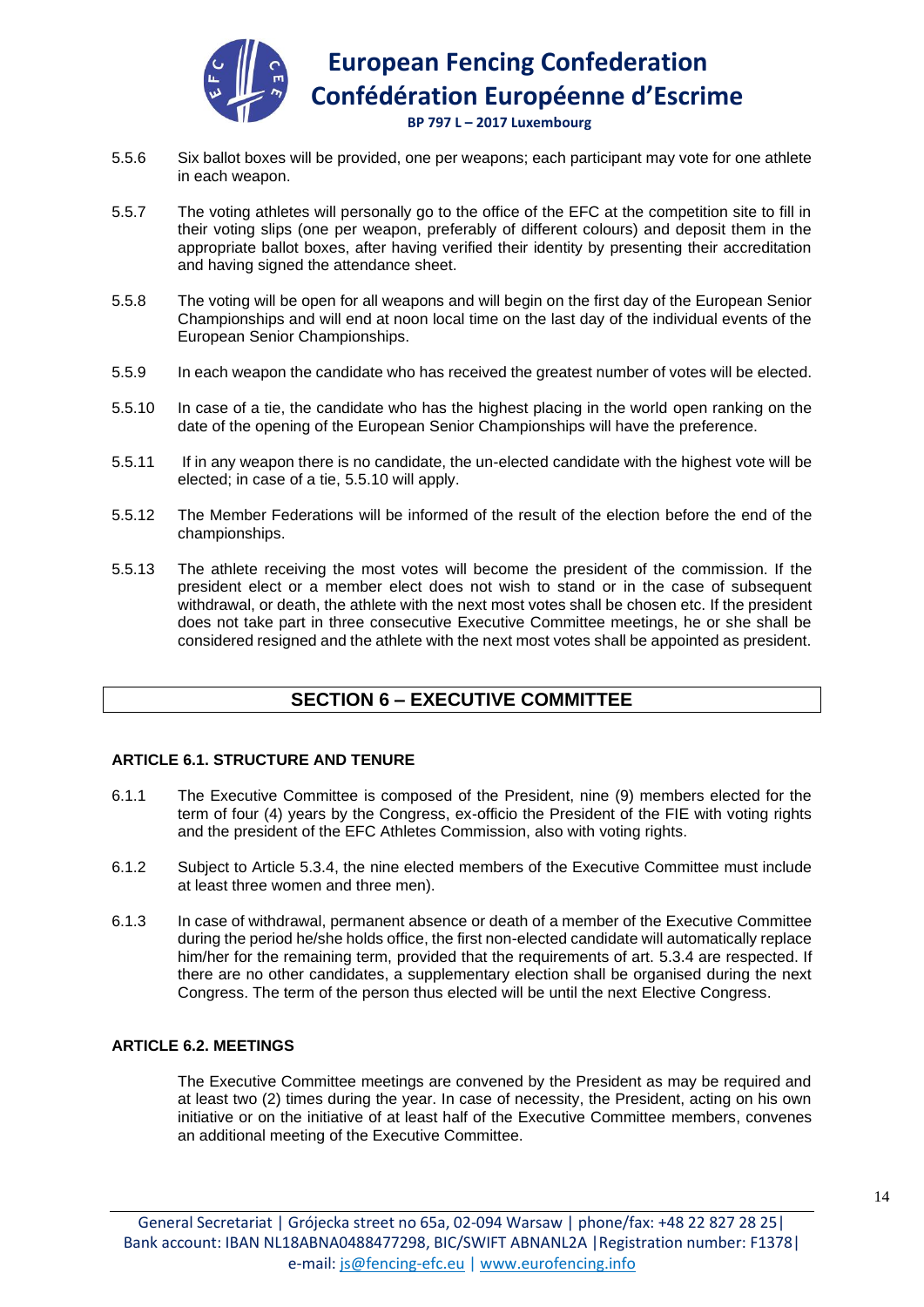5.5.6 Six ballot boxes will be provided, one per weapons; each participant may vote for one athlete in each weapon.

5.5.7 The voting athletes will personally go to the office of the EFC at the competition site to fill in their voting slips (one per weapon, preferably of different colours) and deposit them in the appropriate ballot boxes, after having verified their identity by presenting their accreditation and having signed the attendance sheet.

5.5.8 The voting will be open for all weapons and will begin on the first day of the European Senior Championships and will end at noon local time on the last day of the individual events of the European Senior Championships.

5.5.9 In each weapon the candidate who has received the greatest number of votes will be elected.

5.5.10 In case of a tie, the candidate who has the highest placing in the world open ranking on the date of the opening of the European Senior Championships will have the preference.

5.5.11 If in any weapon there is no candidate, the un-elected candidate with the highest vote will be elected; in case of a tie, 5.5.10 will apply.

5.5.12 The Member Federations will be informed of the result of the election before the end of the championships.

5.5.13 The athlete receiving the most votes will become the president of the commission. If the president elect or a member elect does not wish to stand or in the case of subsequent withdrawal, or death, the athlete with the next most votes shall be chosen etc. If the president does not take part in three consecutive Executive Committee meetings, he or she shall be considered resigned and the athlete with the next most votes shall be appointed as president.

## SECTION 6 – EXECUTIVE COMMITTEE

### ARTICLE 6.1. STRUCTURE AND TENURE

6.1.1 The Executive Committee is composed of the President, nine (9) members elected for the term of four (4) years by the Congress, ex-officio the President of the FIE with voting rights and the president of the EFC Athletes Commission, also with voting rights.

6.1.2 Subject to Article 5.3.4, the nine elected members of the Executive Committee must include at least three women and three men).

6.1.3 In case of withdrawal, permanent absence or death of a member of the Executive Committee during the period he/she holds office, the first non-elected candidate will automatically replace him/her for the remaining term, provided that the requirements of art. 5.3.4 are respected. If there are no other candidates, a supplementary election shall be organised during the next Congress. The term of the person thus elected will be until the next Elective Congress.

### ARTICLE 6.2. MEETINGS

The Executive Committee meetings are convened by the President as may be required and at least two (2) times during the year. In case of necessity, the President, acting on his own initiative or on the initiative of at least half of the Executive Committee members, convenes an additional meeting of the Executive Committee.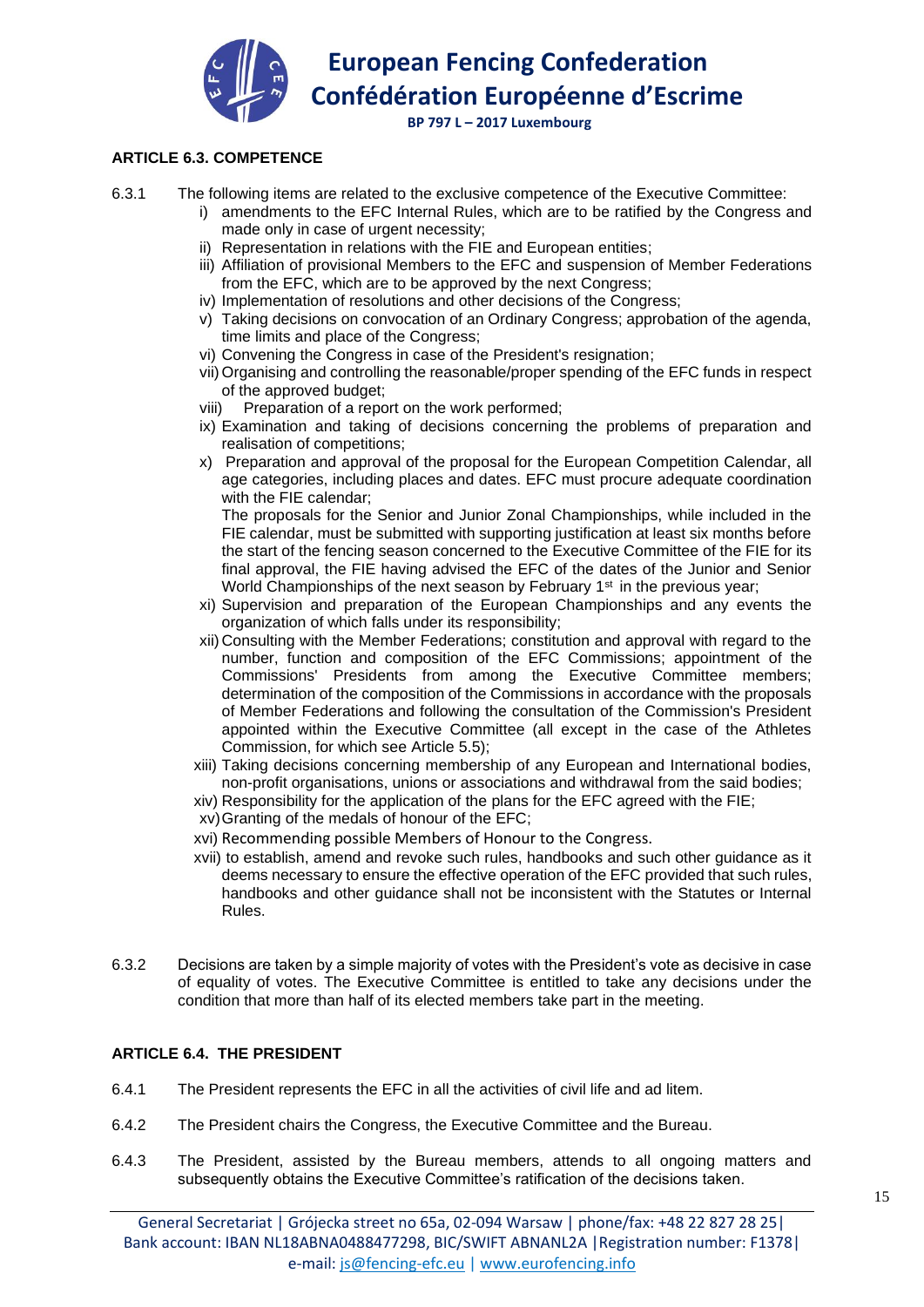### ARTICLE 6.3. COMPETENCE

6.3.1 The following items are related to the exclusive competence of the Executive Committee:

i) amendments to the EFC Internal Rules, which are to be ratified by the Congress and made only in case of urgent necessity;
ii) Representation in relations with the FIE and European entities;
iii) Affiliation of provisional Members to the EFC and suspension of Member Federations from the EFC, which are to be approved by the next Congress;
iv) Implementation of resolutions and other decisions of the Congress;
v) Taking decisions on convocation of an Ordinary Congress; approbation of the agenda, time limits and place of the Congress;
vi) Convening the Congress in case of the President's resignation;
vii) Organising and controlling the reasonable/proper spending of the EFC funds in respect of the approved budget;
viii) Preparation of a report on the work performed;
ix) Examination and taking of decisions concerning the problems of preparation and realisation of competitions;
x) Preparation and approval of the proposal for the European Competition Calendar, all age categories, including places and dates. EFC must procure adequate coordination with the FIE calendar;
The proposals for the Senior and Junior Zonal Championships, while included in the FIE calendar, must be submitted with supporting justification at least six months before the start of the fencing season concerned to the Executive Committee of the FIE for its final approval, the FIE having advised the EFC of the dates of the Junior and Senior World Championships of the next season by February 1st in the previous year;
xi) Supervision and preparation of the European Championships and any events the organization of which falls under its responsibility;
xii) Consulting with the Member Federations; constitution and approval with regard to the number, function and composition of the EFC Commissions; appointment of the Commissions' Presidents from among the Executive Committee members; determination of the composition of the Commissions in accordance with the proposals of Member Federations and following the consultation of the Commission's President appointed within the Executive Committee (all except in the case of the Athletes Commission, for which see Article 5.5);
xiii) Taking decisions concerning membership of any European and International bodies, non-profit organisations, unions or associations and withdrawal from the said bodies;
xiv) Responsibility for the application of the plans for the EFC agreed with the FIE;
xv) Granting of the medals of honour of the EFC;
xvi) Recommending possible Members of Honour to the Congress.
xvii) to establish, amend and revoke such rules, handbooks and such other guidance as it deems necessary to ensure the effective operation of the EFC provided that such rules, handbooks and other guidance shall not be inconsistent with the Statutes or Internal Rules.

6.3.2 Decisions are taken by a simple majority of votes with the President's vote as decisive in case of equality of votes. The Executive Committee is entitled to take any decisions under the condition that more than half of its elected members take part in the meeting.

### ARTICLE 6.4. THE PRESIDENT

6.4.1 The President represents the EFC in all the activities of civil life and ad litem.

6.4.2 The President chairs the Congress, the Executive Committee and the Bureau.

6.4.3 The President, assisted by the Bureau members, attends to all ongoing matters and subsequently obtains the Executive Committee's ratification of the decisions taken.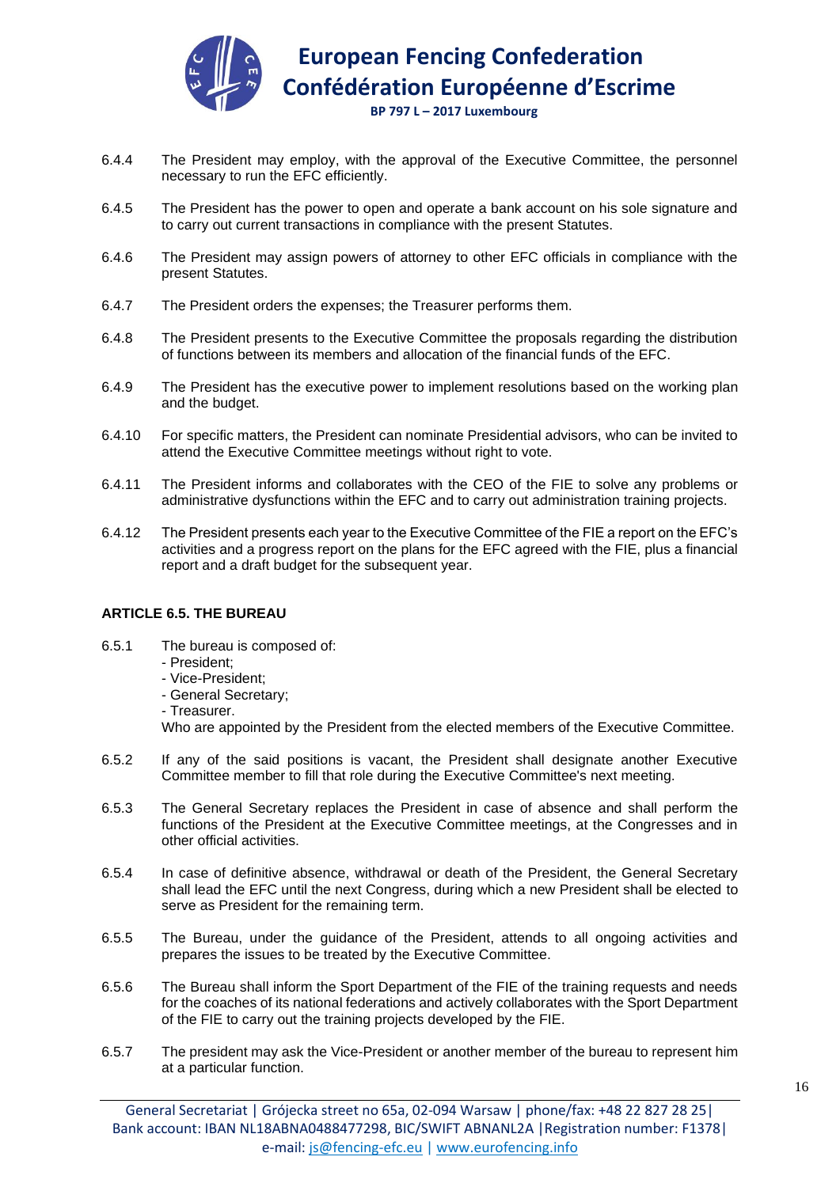6.4.4 The President may employ, with the approval of the Executive Committee, the personnel necessary to run the EFC efficiently.

6.4.5 The President has the power to open and operate a bank account on his sole signature and to carry out current transactions in compliance with the present Statutes.

6.4.6 The President may assign powers of attorney to other EFC officials in compliance with the present Statutes.

6.4.7 The President orders the expenses; the Treasurer performs them.

6.4.8 The President presents to the Executive Committee the proposals regarding the distribution of functions between its members and allocation of the financial funds of the EFC.

6.4.9 The President has the executive power to implement resolutions based on the working plan and the budget.

6.4.10 For specific matters, the President can nominate Presidential advisors, who can be invited to attend the Executive Committee meetings without right to vote.

6.4.11 The President informs and collaborates with the CEO of the FIE to solve any problems or administrative dysfunctions within the EFC and to carry out administration training projects.

6.4.12 The President presents each year to the Executive Committee of the FIE a report on the EFC's activities and a progress report on the plans for the EFC agreed with the FIE, plus a financial report and a draft budget for the subsequent year.

**ARTICLE 6.5. THE BUREAU**

6.5.1 The bureau is composed of:
- President;
- Vice-President;
- General Secretary;
- Treasurer.

Who are appointed by the President from the elected members of the Executive Committee.

6.5.2 If any of the said positions is vacant, the President shall designate another Executive Committee member to fill that role during the Executive Committee's next meeting.

6.5.3 The General Secretary replaces the President in case of absence and shall perform the functions of the President at the Executive Committee meetings, at the Congresses and in other official activities.

6.5.4 In case of definitive absence, withdrawal or death of the President, the General Secretary shall lead the EFC until the next Congress, during which a new President shall be elected to serve as President for the remaining term.

6.5.5 The Bureau, under the guidance of the President, attends to all ongoing activities and prepares the issues to be treated by the Executive Committee.

6.5.6 The Bureau shall inform the Sport Department of the FIE of the training requests and needs for the coaches of its national federations and actively collaborates with the Sport Department of the FIE to carry out the training projects developed by the FIE.

6.5.7 The president may ask the Vice-President or another member of the bureau to represent him at a particular function.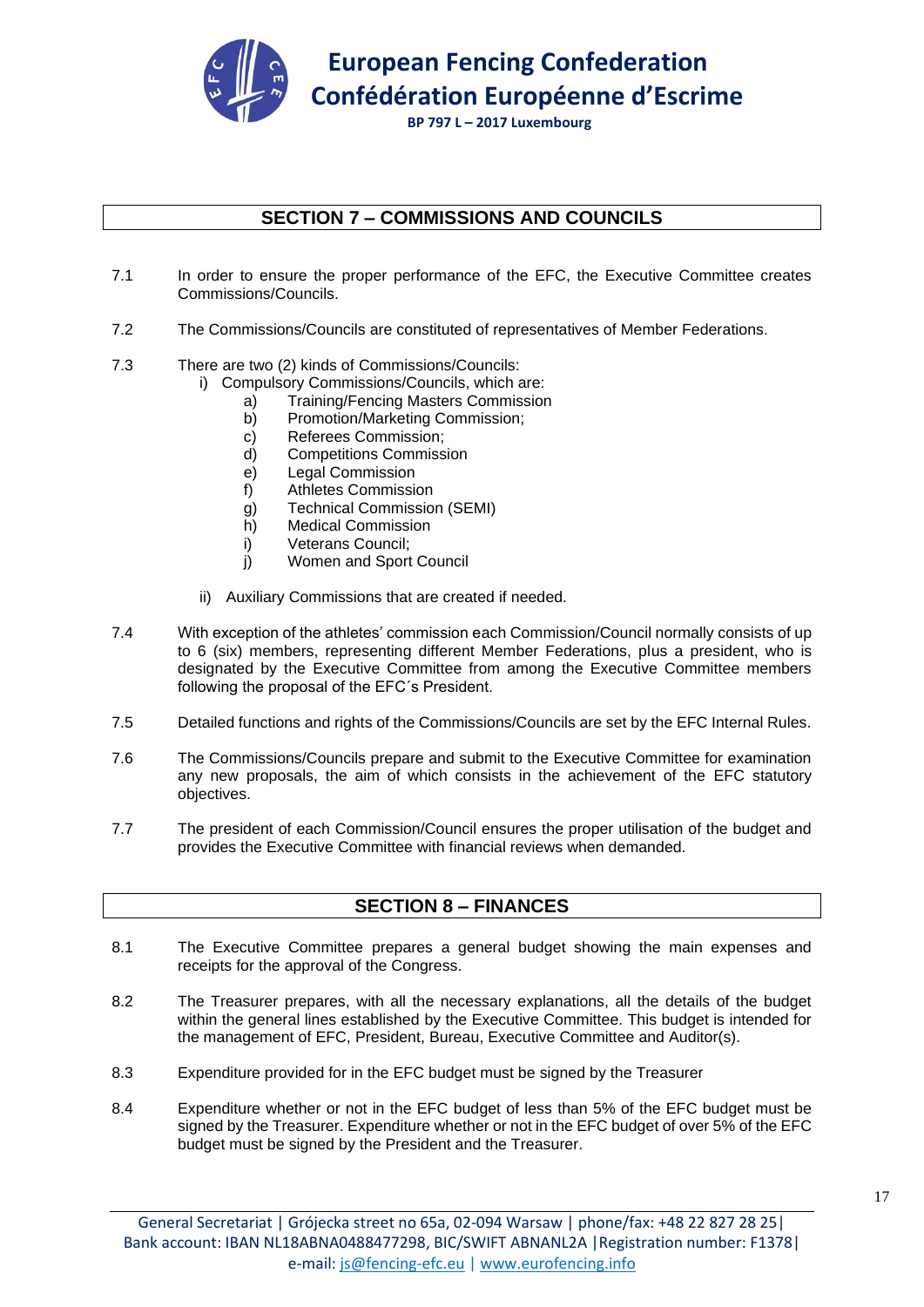## SECTION 7 – COMMISSIONS AND COUNCILS

7.1 In order to ensure the proper performance of the EFC, the Executive Committee creates Commissions/Councils.

7.2 The Commissions/Councils are constituted of representatives of Member Federations.

7.3 There are two (2) kinds of Commissions/Councils:

i) Compulsory Commissions/Councils, which are:

- a) Training/Fencing Masters Commission
- b) Promotion/Marketing Commission;
- c) Referees Commission;
- d) Competitions Commission
- e) Legal Commission
- f) Athletes Commission
- g) Technical Commission (SEMI)
- h) Medical Commission
- i) Veterans Council;
- j) Women and Sport Council

ii) Auxiliary Commissions that are created if needed.

7.4 With exception of the athletes' commission each Commission/Council normally consists of up to 6 (six) members, representing different Member Federations, plus a president, who is designated by the Executive Committee from among the Executive Committee members following the proposal of the EFC´s President.

7.5 Detailed functions and rights of the Commissions/Councils are set by the EFC Internal Rules.

7.6 The Commissions/Councils prepare and submit to the Executive Committee for examination any new proposals, the aim of which consists in the achievement of the EFC statutory objectives.

7.7 The president of each Commission/Council ensures the proper utilisation of the budget and provides the Executive Committee with financial reviews when demanded.

## SECTION 8 – FINANCES

8.1 The Executive Committee prepares a general budget showing the main expenses and receipts for the approval of the Congress.

8.2 The Treasurer prepares, with all the necessary explanations, all the details of the budget within the general lines established by the Executive Committee. This budget is intended for the management of EFC, President, Bureau, Executive Committee and Auditor(s).

8.3 Expenditure provided for in the EFC budget must be signed by the Treasurer

8.4 Expenditure whether or not in the EFC budget of less than 5% of the EFC budget must be signed by the Treasurer. Expenditure whether or not in the EFC budget of over 5% of the EFC budget must be signed by the President and the Treasurer.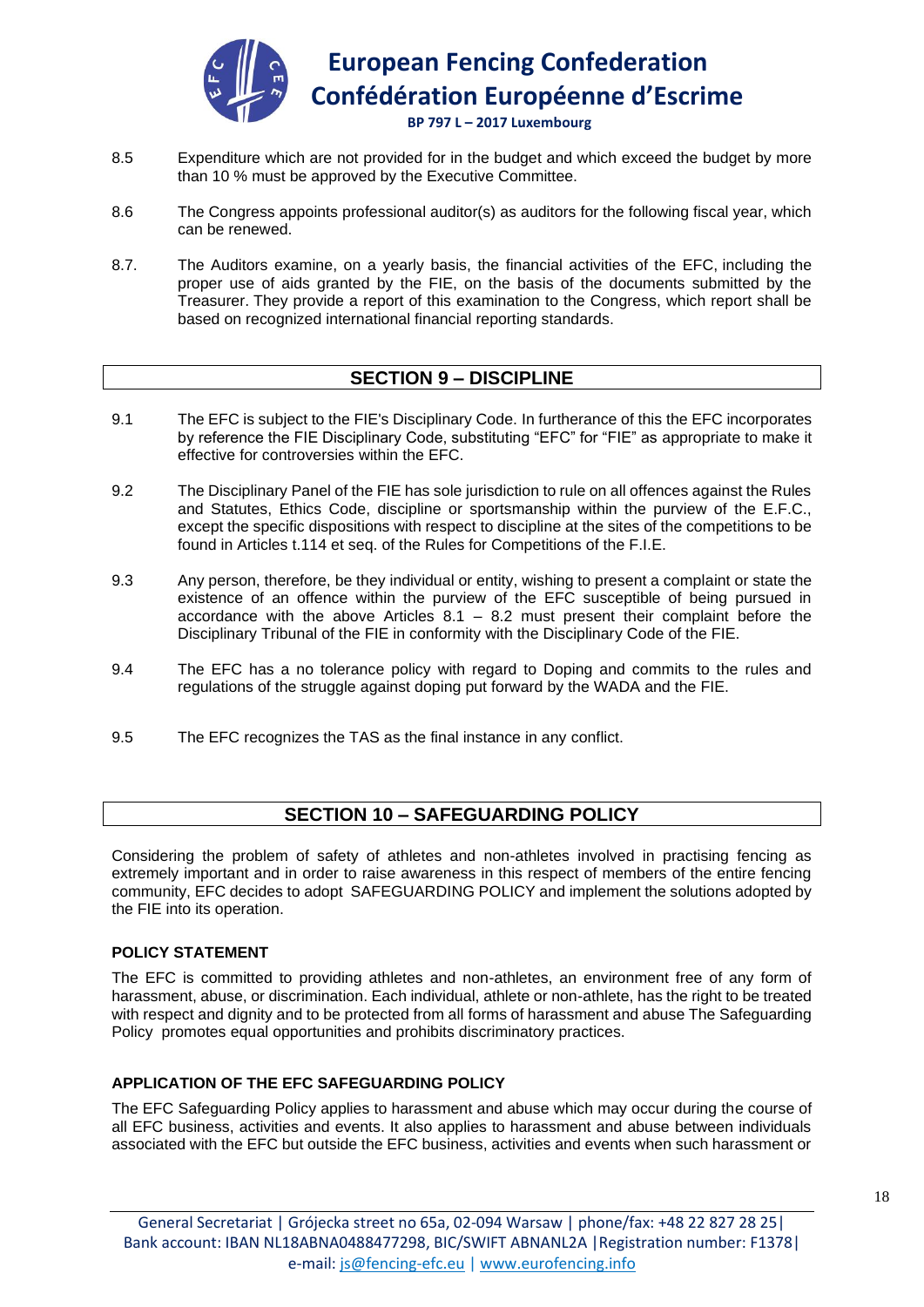8.5 Expenditure which are not provided for in the budget and which exceed the budget by more than 10 % must be approved by the Executive Committee.

8.6 The Congress appoints professional auditor(s) as auditors for the following fiscal year, which can be renewed.

8.7. The Auditors examine, on a yearly basis, the financial activities of the EFC, including the proper use of aids granted by the FIE, on the basis of the documents submitted by the Treasurer. They provide a report of this examination to the Congress, which report shall be based on recognized international financial reporting standards.

## SECTION 9 – DISCIPLINE

9.1 The EFC is subject to the FIE's Disciplinary Code. In furtherance of this the EFC incorporates by reference the FIE Disciplinary Code, substituting "EFC" for "FIE" as appropriate to make it effective for controversies within the EFC.

9.2 The Disciplinary Panel of the FIE has sole jurisdiction to rule on all offences against the Rules and Statutes, Ethics Code, discipline or sportsmanship within the purview of the E.F.C., except the specific dispositions with respect to discipline at the sites of the competitions to be found in Articles t.114 et seq. of the Rules for Competitions of the F.I.E.

9.3 Any person, therefore, be they individual or entity, wishing to present a complaint or state the existence of an offence within the purview of the EFC susceptible of being pursued in accordance with the above Articles 8.1 – 8.2 must present their complaint before the Disciplinary Tribunal of the FIE in conformity with the Disciplinary Code of the FIE.

9.4 The EFC has a no tolerance policy with regard to Doping and commits to the rules and regulations of the struggle against doping put forward by the WADA and the FIE.

9.5 The EFC recognizes the TAS as the final instance in any conflict.

## SECTION 10 – SAFEGUARDING POLICY

Considering the problem of safety of athletes and non-athletes involved in practising fencing as extremely important and in order to raise awareness in this respect of members of the entire fencing community, EFC decides to adopt SAFEGUARDING POLICY and implement the solutions adopted by the FIE into its operation.

**POLICY STATEMENT**

The EFC is committed to providing athletes and non-athletes, an environment free of any form of harassment, abuse, or discrimination. Each individual, athlete or non-athlete, has the right to be treated with respect and dignity and to be protected from all forms of harassment and abuse The Safeguarding Policy promotes equal opportunities and prohibits discriminatory practices.

**APPLICATION OF THE EFC SAFEGUARDING POLICY**

The EFC Safeguarding Policy applies to harassment and abuse which may occur during the course of all EFC business, activities and events. It also applies to harassment and abuse between individuals associated with the EFC but outside the EFC business, activities and events when such harassment or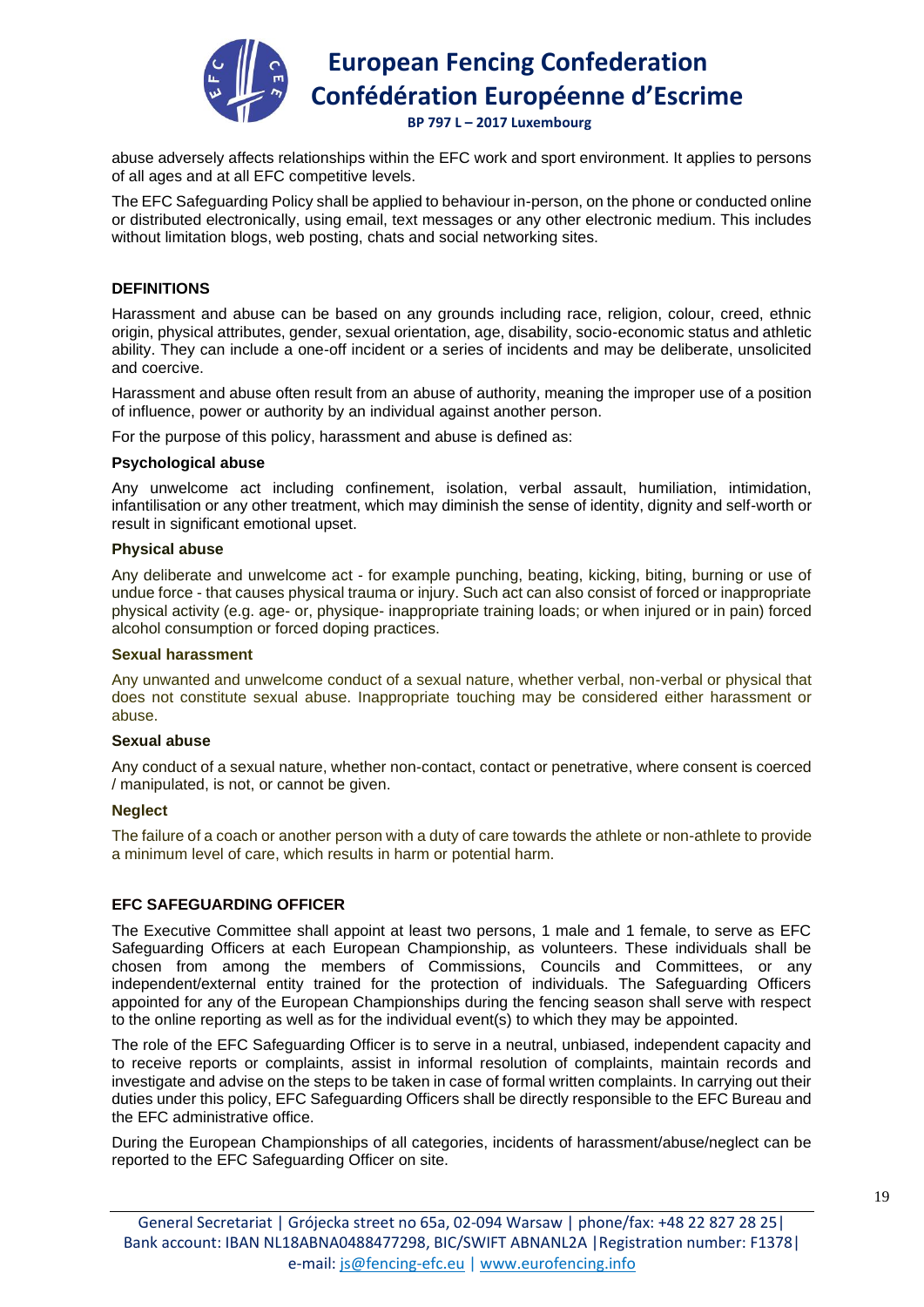abuse adversely affects relationships within the EFC work and sport environment. It applies to persons of all ages and at all EFC competitive levels.

The EFC Safeguarding Policy shall be applied to behaviour in-person, on the phone or conducted online or distributed electronically, using email, text messages or any other electronic medium. This includes without limitation blogs, web posting, chats and social networking sites.

## DEFINITIONS

Harassment and abuse can be based on any grounds including race, religion, colour, creed, ethnic origin, physical attributes, gender, sexual orientation, age, disability, socio-economic status and athletic ability. They can include a one-off incident or a series of incidents and may be deliberate, unsolicited and coercive.

Harassment and abuse often result from an abuse of authority, meaning the improper use of a position of influence, power or authority by an individual against another person.

For the purpose of this policy, harassment and abuse is defined as:

### Psychological abuse

Any unwelcome act including confinement, isolation, verbal assault, humiliation, intimidation, infantilisation or any other treatment, which may diminish the sense of identity, dignity and self-worth or result in significant emotional upset.

### Physical abuse

Any deliberate and unwelcome act - for example punching, beating, kicking, biting, burning or use of undue force - that causes physical trauma or injury. Such act can also consist of forced or inappropriate physical activity (e.g. age- or, physique- inappropriate training loads; or when injured or in pain) forced alcohol consumption or forced doping practices.

### Sexual harassment

Any unwanted and unwelcome conduct of a sexual nature, whether verbal, non-verbal or physical that does not constitute sexual abuse. Inappropriate touching may be considered either harassment or abuse.

### Sexual abuse

Any conduct of a sexual nature, whether non-contact, contact or penetrative, where consent is coerced / manipulated, is not, or cannot be given.

### Neglect

The failure of a coach or another person with a duty of care towards the athlete or non-athlete to provide a minimum level of care, which results in harm or potential harm.

## EFC SAFEGUARDING OFFICER

The Executive Committee shall appoint at least two persons, 1 male and 1 female, to serve as EFC Safeguarding Officers at each European Championship, as volunteers. These individuals shall be chosen from among the members of Commissions, Councils and Committees, or any independent/external entity trained for the protection of individuals. The Safeguarding Officers appointed for any of the European Championships during the fencing season shall serve with respect to the online reporting as well as for the individual event(s) to which they may be appointed.

The role of the EFC Safeguarding Officer is to serve in a neutral, unbiased, independent capacity and to receive reports or complaints, assist in informal resolution of complaints, maintain records and investigate and advise on the steps to be taken in case of formal written complaints. In carrying out their duties under this policy, EFC Safeguarding Officers shall be directly responsible to the EFC Bureau and the EFC administrative office.

During the European Championships of all categories, incidents of harassment/abuse/neglect can be reported to the EFC Safeguarding Officer on site.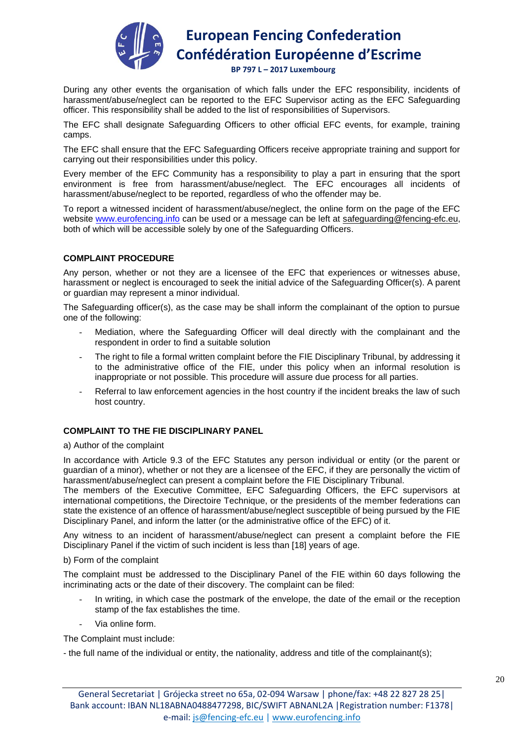During any other events the organisation of which falls under the EFC responsibility, incidents of harassment/abuse/neglect can be reported to the EFC Supervisor acting as the EFC Safeguarding officer. This responsibility shall be added to the list of responsibilities of Supervisors.

The EFC shall designate Safeguarding Officers to other official EFC events, for example, training camps.

The EFC shall ensure that the EFC Safeguarding Officers receive appropriate training and support for carrying out their responsibilities under this policy.

Every member of the EFC Community has a responsibility to play a part in ensuring that the sport environment is free from harassment/abuse/neglect. The EFC encourages all incidents of harassment/abuse/neglect to be reported, regardless of who the offender may be.

To report a witnessed incident of harassment/abuse/neglect, the online form on the page of the EFC website www.eurofencing.info can be used or a message can be left at safeguarding@fencing-efc.eu, both of which will be accessible solely by one of the Safeguarding Officers.

**COMPLAINT PROCEDURE**

Any person, whether or not they are a licensee of the EFC that experiences or witnesses abuse, harassment or neglect is encouraged to seek the initial advice of the Safeguarding Officer(s). A parent or guardian may represent a minor individual.

The Safeguarding officer(s), as the case may be shall inform the complainant of the option to pursue one of the following:

- Mediation, where the Safeguarding Officer will deal directly with the complainant and the respondent in order to find a suitable solution
- The right to file a formal written complaint before the FIE Disciplinary Tribunal, by addressing it to the administrative office of the FIE, under this policy when an informal resolution is inappropriate or not possible. This procedure will assure due process for all parties.
- Referral to law enforcement agencies in the host country if the incident breaks the law of such host country.

**COMPLAINT TO THE FIE DISCIPLINARY PANEL**

a) Author of the complaint

In accordance with Article 9.3 of the EFC Statutes any person individual or entity (or the parent or guardian of a minor), whether or not they are a licensee of the EFC, if they are personally the victim of harassment/abuse/neglect can present a complaint before the FIE Disciplinary Tribunal.
The members of the Executive Committee, EFC Safeguarding Officers, the EFC supervisors at international competitions, the Directoire Technique, or the presidents of the member federations can state the existence of an offence of harassment/abuse/neglect susceptible of being pursued by the FIE Disciplinary Panel, and inform the latter (or the administrative office of the EFC) of it.

Any witness to an incident of harassment/abuse/neglect can present a complaint before the FIE Disciplinary Panel if the victim of such incident is less than [18] years of age.

b) Form of the complaint

The complaint must be addressed to the Disciplinary Panel of the FIE within 60 days following the incriminating acts or the date of their discovery. The complaint can be filed:

- In writing, in which case the postmark of the envelope, the date of the email or the reception stamp of the fax establishes the time.
- Via online form.

The Complaint must include:

- the full name of the individual or entity, the nationality, address and title of the complainant(s);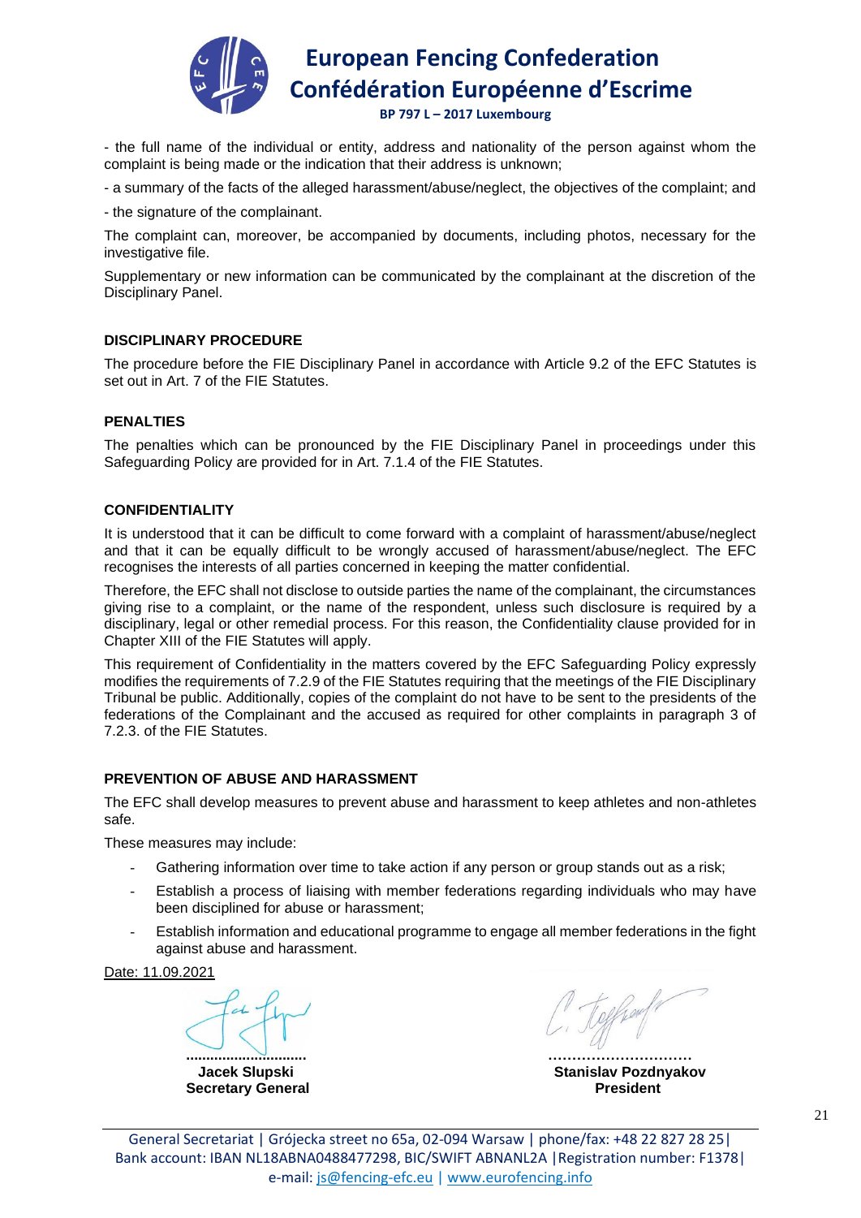- the full name of the individual or entity, address and nationality of the person against whom the complaint is being made or the indication that their address is unknown;

- a summary of the facts of the alleged harassment/abuse/neglect, the objectives of the complaint; and

- the signature of the complainant.

The complaint can, moreover, be accompanied by documents, including photos, necessary for the investigative file.

Supplementary or new information can be communicated by the complainant at the discretion of the Disciplinary Panel.

### DISCIPLINARY PROCEDURE

The procedure before the FIE Disciplinary Panel in accordance with Article 9.2 of the EFC Statutes is set out in Art. 7 of the FIE Statutes.

### PENALTIES

The penalties which can be pronounced by the FIE Disciplinary Panel in proceedings under this Safeguarding Policy are provided for in Art. 7.1.4 of the FIE Statutes.

### CONFIDENTIALITY

It is understood that it can be difficult to come forward with a complaint of harassment/abuse/neglect and that it can be equally difficult to be wrongly accused of harassment/abuse/neglect. The EFC recognises the interests of all parties concerned in keeping the matter confidential.

Therefore, the EFC shall not disclose to outside parties the name of the complainant, the circumstances giving rise to a complaint, or the name of the respondent, unless such disclosure is required by a disciplinary, legal or other remedial process. For this reason, the Confidentiality clause provided for in Chapter XIII of the FIE Statutes will apply.

This requirement of Confidentiality in the matters covered by the EFC Safeguarding Policy expressly modifies the requirements of 7.2.9 of the FIE Statutes requiring that the meetings of the FIE Disciplinary Tribunal be public. Additionally, copies of the complaint do not have to be sent to the presidents of the federations of the Complainant and the accused as required for other complaints in paragraph 3 of 7.2.3. of the FIE Statutes.

### PREVENTION OF ABUSE AND HARASSMENT

The EFC shall develop measures to prevent abuse and harassment to keep athletes and non-athletes safe.

These measures may include:

- Gathering information over time to take action if any person or group stands out as a risk;
- Establish a process of liaising with member federations regarding individuals who may have been disciplined for abuse or harassment;
- Establish information and educational programme to engage all member federations in the fight against abuse and harassment.

Date: 11.09.2021

| | |
|---|---|
| ............................ | ............................ |
| **Jacek Slupski** | **Stanislav Pozdnyakov** |
| **Secretary General** | **President** |